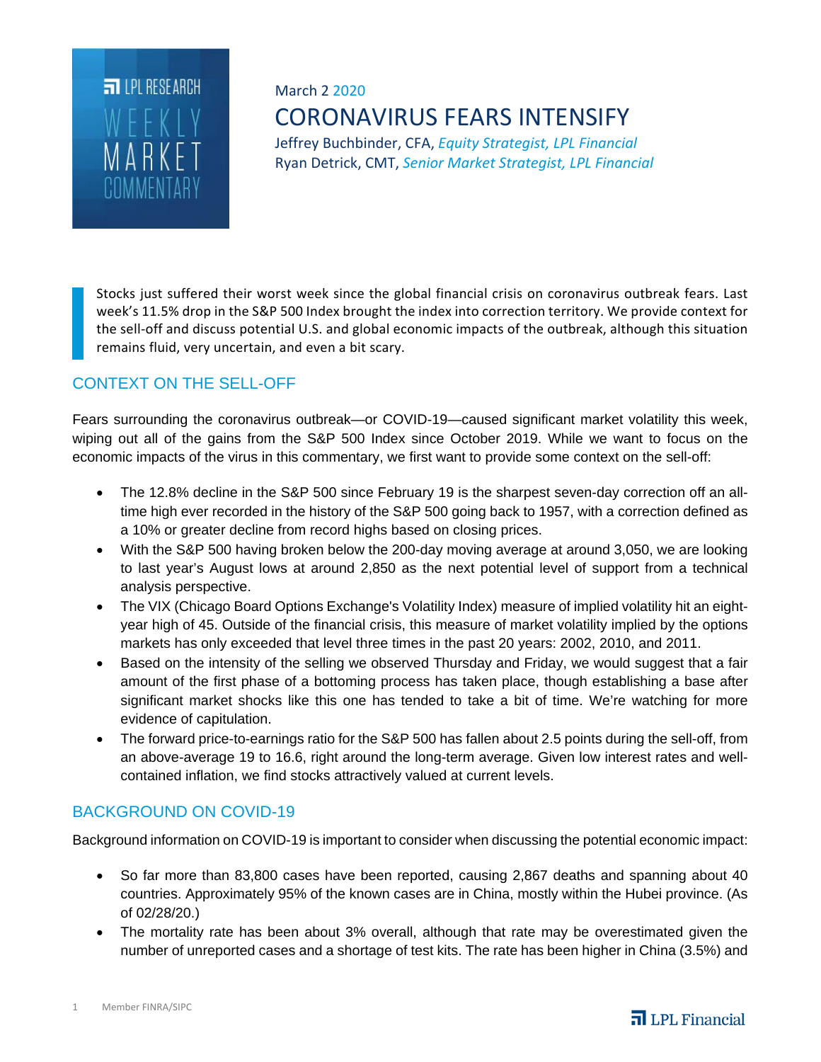LPL RESEARCH WEEKLY MARKET COMMENTARY

March 2 2020

# CORONAVIRUS FEARS INTENSIFY

Jeffrey Buchbinder, CFA, *Equity Strategist, LPL Financial*
Ryan Detrick, CMT, *Senior Market Strategist, LPL Financial*

Stocks just suffered their worst week since the global financial crisis on coronavirus outbreak fears. Last week's 11.5% drop in the S&P 500 Index brought the index into correction territory. We provide context for the sell-off and discuss potential U.S. and global economic impacts of the outbreak, although this situation remains fluid, very uncertain, and even a bit scary.

## CONTEXT ON THE SELL-OFF

Fears surrounding the coronavirus outbreak—or COVID-19—caused significant market volatility this week, wiping out all of the gains from the S&P 500 Index since October 2019. While we want to focus on the economic impacts of the virus in this commentary, we first want to provide some context on the sell-off:

- The 12.8% decline in the S&P 500 since February 19 is the sharpest seven-day correction off an all-time high ever recorded in the history of the S&P 500 going back to 1957, with a correction defined as a 10% or greater decline from record highs based on closing prices.
- With the S&P 500 having broken below the 200-day moving average at around 3,050, we are looking to last year's August lows at around 2,850 as the next potential level of support from a technical analysis perspective.
- The VIX (Chicago Board Options Exchange's Volatility Index) measure of implied volatility hit an eight-year high of 45. Outside of the financial crisis, this measure of market volatility implied by the options markets has only exceeded that level three times in the past 20 years: 2002, 2010, and 2011.
- Based on the intensity of the selling we observed Thursday and Friday, we would suggest that a fair amount of the first phase of a bottoming process has taken place, though establishing a base after significant market shocks like this one has tended to take a bit of time. We're watching for more evidence of capitulation.
- The forward price-to-earnings ratio for the S&P 500 has fallen about 2.5 points during the sell-off, from an above-average 19 to 16.6, right around the long-term average. Given low interest rates and well-contained inflation, we find stocks attractively valued at current levels.

## BACKGROUND ON COVID-19

Background information on COVID-19 is important to consider when discussing the potential economic impact:

- So far more than 83,800 cases have been reported, causing 2,867 deaths and spanning about 40 countries. Approximately 95% of the known cases are in China, mostly within the Hubei province. (As of 02/28/20.)
- The mortality rate has been about 3% overall, although that rate may be overestimated given the number of unreported cases and a shortage of test kits. The rate has been higher in China (3.5%) and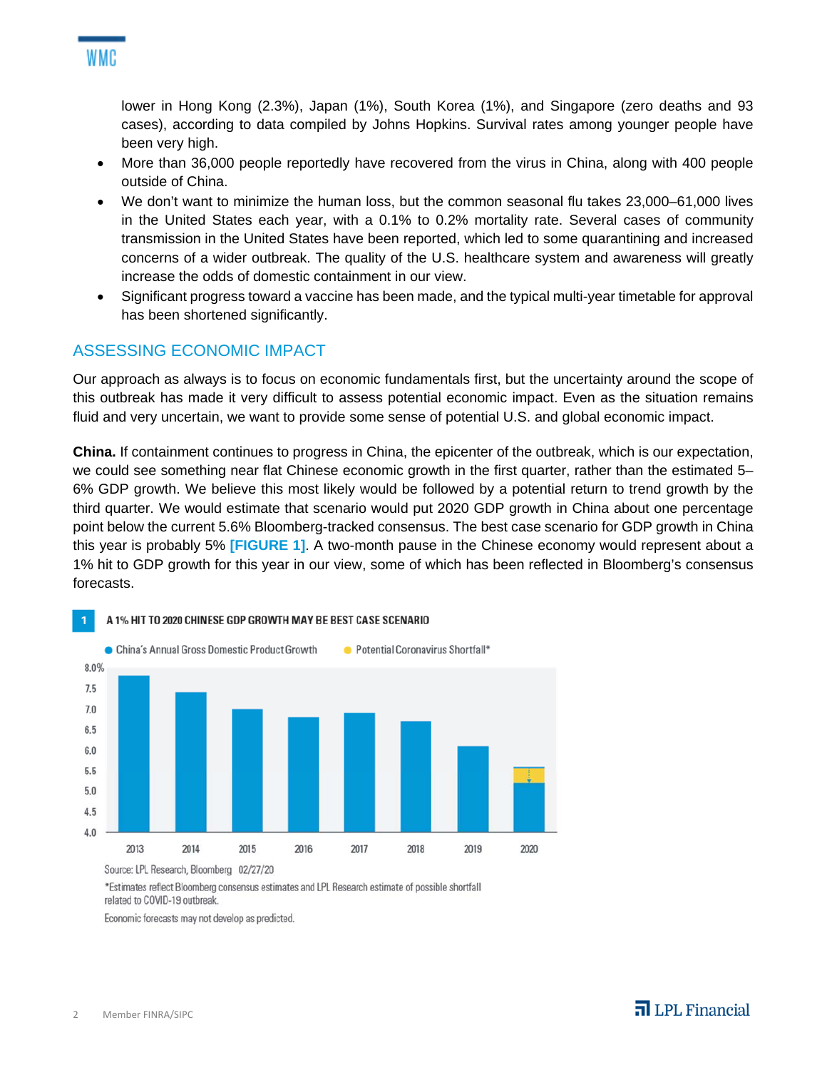lower in Hong Kong (2.3%), Japan (1%), South Korea (1%), and Singapore (zero deaths and 93 cases), according to data compiled by Johns Hopkins. Survival rates among younger people have been very high.

- More than 36,000 people reportedly have recovered from the virus in China, along with 400 people outside of China.
- We don't want to minimize the human loss, but the common seasonal flu takes 23,000–61,000 lives in the United States each year, with a 0.1% to 0.2% mortality rate. Several cases of community transmission in the United States have been reported, which led to some quarantining and increased concerns of a wider outbreak. The quality of the U.S. healthcare system and awareness will greatly increase the odds of domestic containment in our view.
- Significant progress toward a vaccine has been made, and the typical multi-year timetable for approval has been shortened significantly.

## ASSESSING ECONOMIC IMPACT

Our approach as always is to focus on economic fundamentals first, but the uncertainty around the scope of this outbreak has made it very difficult to assess potential economic impact. Even as the situation remains fluid and very uncertain, we want to provide some sense of potential U.S. and global economic impact.

**China.** If containment continues to progress in China, the epicenter of the outbreak, which is our expectation, we could see something near flat Chinese economic growth in the first quarter, rather than the estimated 5–6% GDP growth. We believe this most likely would be followed by a potential return to trend growth by the third quarter. We would estimate that scenario would put 2020 GDP growth in China about one percentage point below the current 5.6% Bloomberg-tracked consensus. The best case scenario for GDP growth in China this year is probably 5% **[FIGURE 1]**. A two-month pause in the Chinese economy would represent about a 1% hit to GDP growth for this year in our view, some of which has been reflected in Bloomberg's consensus forecasts.

**1 A 1% HIT TO 2020 CHINESE GDP GROWTH MAY BE BEST CASE SCENARIO**

China's Annual Gross Domestic Product Growth
Potential Coronavirus Shortfall*

8.0%
7.5
7.0
6.5
6.0
5.5
5.0
4.5
4.0

2013
2014
2015
2016
2017
2018
2019
2020

Source: LPL Research, Bloomberg 02/27/20

*Estimates reflect Bloomberg consensus estimates and LPL Research estimate of possible shortfall related to COVID-19 outbreak.

Economic forecasts may not develop as predicted.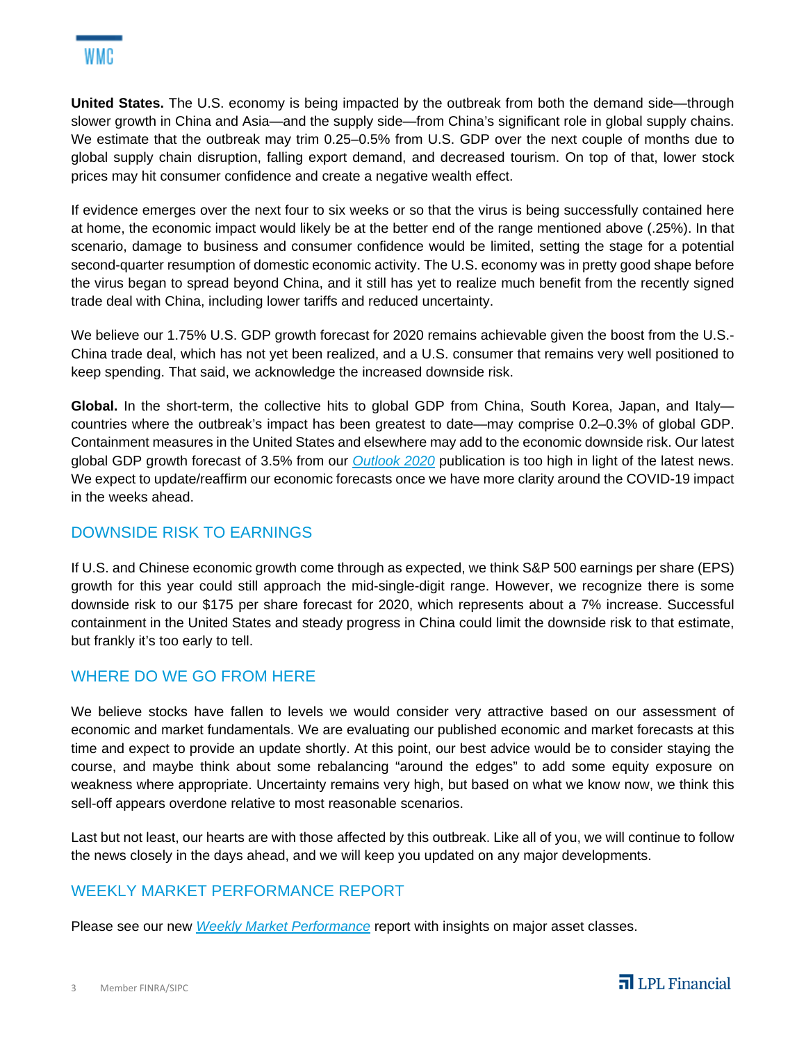**United States.** The U.S. economy is being impacted by the outbreak from both the demand side—through slower growth in China and Asia—and the supply side—from China's significant role in global supply chains. We estimate that the outbreak may trim 0.25–0.5% from U.S. GDP over the next couple of months due to global supply chain disruption, falling export demand, and decreased tourism. On top of that, lower stock prices may hit consumer confidence and create a negative wealth effect.

If evidence emerges over the next four to six weeks or so that the virus is being successfully contained here at home, the economic impact would likely be at the better end of the range mentioned above (.25%). In that scenario, damage to business and consumer confidence would be limited, setting the stage for a potential second-quarter resumption of domestic economic activity. The U.S. economy was in pretty good shape before the virus began to spread beyond China, and it still has yet to realize much benefit from the recently signed trade deal with China, including lower tariffs and reduced uncertainty.

We believe our 1.75% U.S. GDP growth forecast for 2020 remains achievable given the boost from the U.S.-China trade deal, which has not yet been realized, and a U.S. consumer that remains very well positioned to keep spending. That said, we acknowledge the increased downside risk.

**Global.** In the short-term, the collective hits to global GDP from China, South Korea, Japan, and Italy—countries where the outbreak's impact has been greatest to date—may comprise 0.2–0.3% of global GDP. Containment measures in the United States and elsewhere may add to the economic downside risk. Our latest global GDP growth forecast of 3.5% from our *Outlook 2020* publication is too high in light of the latest news. We expect to update/reaffirm our economic forecasts once we have more clarity around the COVID-19 impact in the weeks ahead.

## DOWNSIDE RISK TO EARNINGS

If U.S. and Chinese economic growth come through as expected, we think S&P 500 earnings per share (EPS) growth for this year could still approach the mid-single-digit range. However, we recognize there is some downside risk to our $175 per share forecast for 2020, which represents about a 7% increase. Successful containment in the United States and steady progress in China could limit the downside risk to that estimate, but frankly it's too early to tell.

## WHERE DO WE GO FROM HERE

We believe stocks have fallen to levels we would consider very attractive based on our assessment of economic and market fundamentals. We are evaluating our published economic and market forecasts at this time and expect to provide an update shortly. At this point, our best advice would be to consider staying the course, and maybe think about some rebalancing "around the edges" to add some equity exposure on weakness where appropriate. Uncertainty remains very high, but based on what we know now, we think this sell-off appears overdone relative to most reasonable scenarios.

Last but not least, our hearts are with those affected by this outbreak. Like all of you, we will continue to follow the news closely in the days ahead, and we will keep you updated on any major developments.

## WEEKLY MARKET PERFORMANCE REPORT

Please see our new *Weekly Market Performance* report with insights on major asset classes.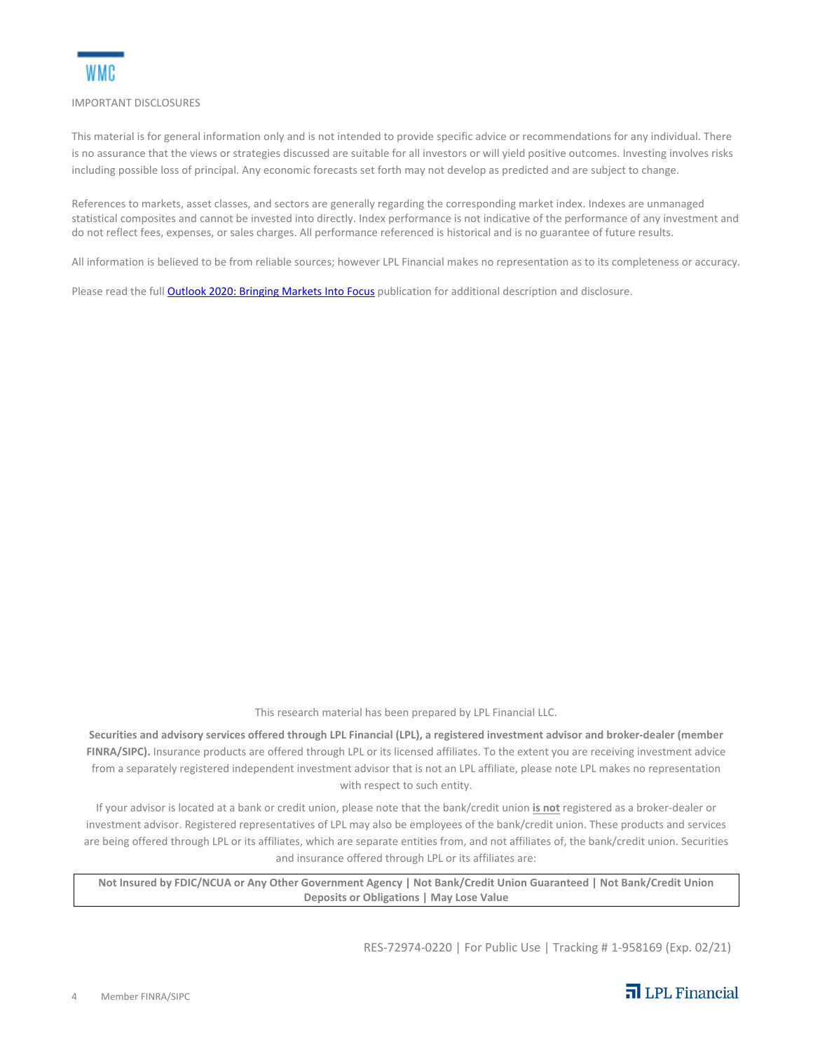IMPORTANT DISCLOSURES

This material is for general information only and is not intended to provide specific advice or recommendations for any individual. There is no assurance that the views or strategies discussed are suitable for all investors or will yield positive outcomes. Investing involves risks including possible loss of principal. Any economic forecasts set forth may not develop as predicted and are subject to change.

References to markets, asset classes, and sectors are generally regarding the corresponding market index. Indexes are unmanaged statistical composites and cannot be invested into directly. Index performance is not indicative of the performance of any investment and do not reflect fees, expenses, or sales charges. All performance referenced is historical and is no guarantee of future results.

All information is believed to be from reliable sources; however LPL Financial makes no representation as to its completeness or accuracy.

Please read the full Outlook 2020: Bringing Markets Into Focus publication for additional description and disclosure.

This research material has been prepared by LPL Financial LLC.

**Securities and advisory services offered through LPL Financial (LPL), a registered investment advisor and broker-dealer (member FINRA/SIPC).** Insurance products are offered through LPL or its licensed affiliates. To the extent you are receiving investment advice from a separately registered independent investment advisor that is not an LPL affiliate, please note LPL makes no representation with respect to such entity.

If your advisor is located at a bank or credit union, please note that the bank/credit union **is not** registered as a broker-dealer or investment advisor. Registered representatives of LPL may also be employees of the bank/credit union. These products and services are being offered through LPL or its affiliates, which are separate entities from, and not affiliates of, the bank/credit union. Securities and insurance offered through LPL or its affiliates are:

**Not Insured by FDIC/NCUA or Any Other Government Agency | Not Bank/Credit Union Guaranteed | Not Bank/Credit Union Deposits or Obligations | May Lose Value**

RES-72974-0220 | For Public Use | Tracking # 1-958169 (Exp. 02/21)

Member FINRA/SIPC